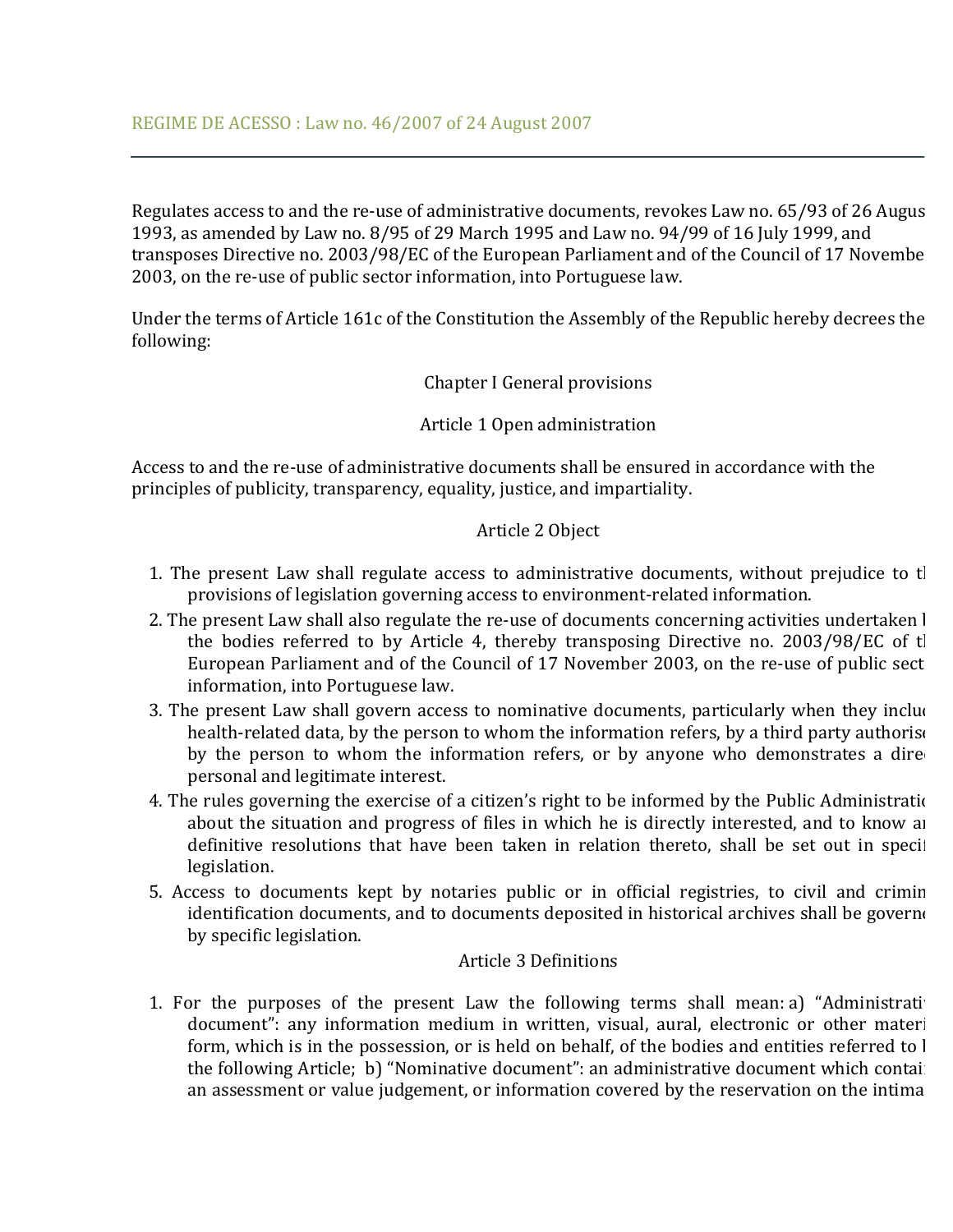REGIME DE ACESSO : Law no. 46/2007 of 24 August 2007

---

Regulates access to and the re-use of administrative documents, revokes Law no. 65/93 of 26 Augus 1993, as amended by Law no. 8/95 of 29 March 1995 and Law no. 94/99 of 16 July 1999, and transposes Directive no. 2003/98/EC of the European Parliament and of the Council of 17 Novembe 2003, on the re-use of public sector information, into Portuguese law.

Under the terms of Article 161c of the Constitution the Assembly of the Republic hereby decrees the following:

## Chapter I General provisions

### Article 1 Open administration

Access to and the re-use of administrative documents shall be ensured in accordance with the principles of publicity, transparency, equality, justice, and impartiality.

### Article 2 Object

1. The present Law shall regulate access to administrative documents, without prejudice to th provisions of legislation governing access to environment-related information.
2. The present Law shall also regulate the re-use of documents concerning activities undertaken l the bodies referred to by Article 4, thereby transposing Directive no. 2003/98/EC of th European Parliament and of the Council of 17 November 2003, on the re-use of public sect information, into Portuguese law.
3. The present Law shall govern access to nominative documents, particularly when they incluc health-related data, by the person to whom the information refers, by a third party authorise by the person to whom the information refers, or by anyone who demonstrates a direc personal and legitimate interest.
4. The rules governing the exercise of a citizen's right to be informed by the Public Administratic about the situation and progress of files in which he is directly interested, and to know ar definitive resolutions that have been taken in relation thereto, shall be set out in specif legislation.
5. Access to documents kept by notaries public or in official registries, to civil and crimin identification documents, and to documents deposited in historical archives shall be governe by specific legislation.

### Article 3 Definitions

1. For the purposes of the present Law the following terms shall mean: a) "Administrativ document": any information medium in written, visual, aural, electronic or other materi form, which is in the possession, or is held on behalf, of the bodies and entities referred to l the following Article; b) "Nominative document": an administrative document which contai an assessment or value judgement, or information covered by the reservation on the intima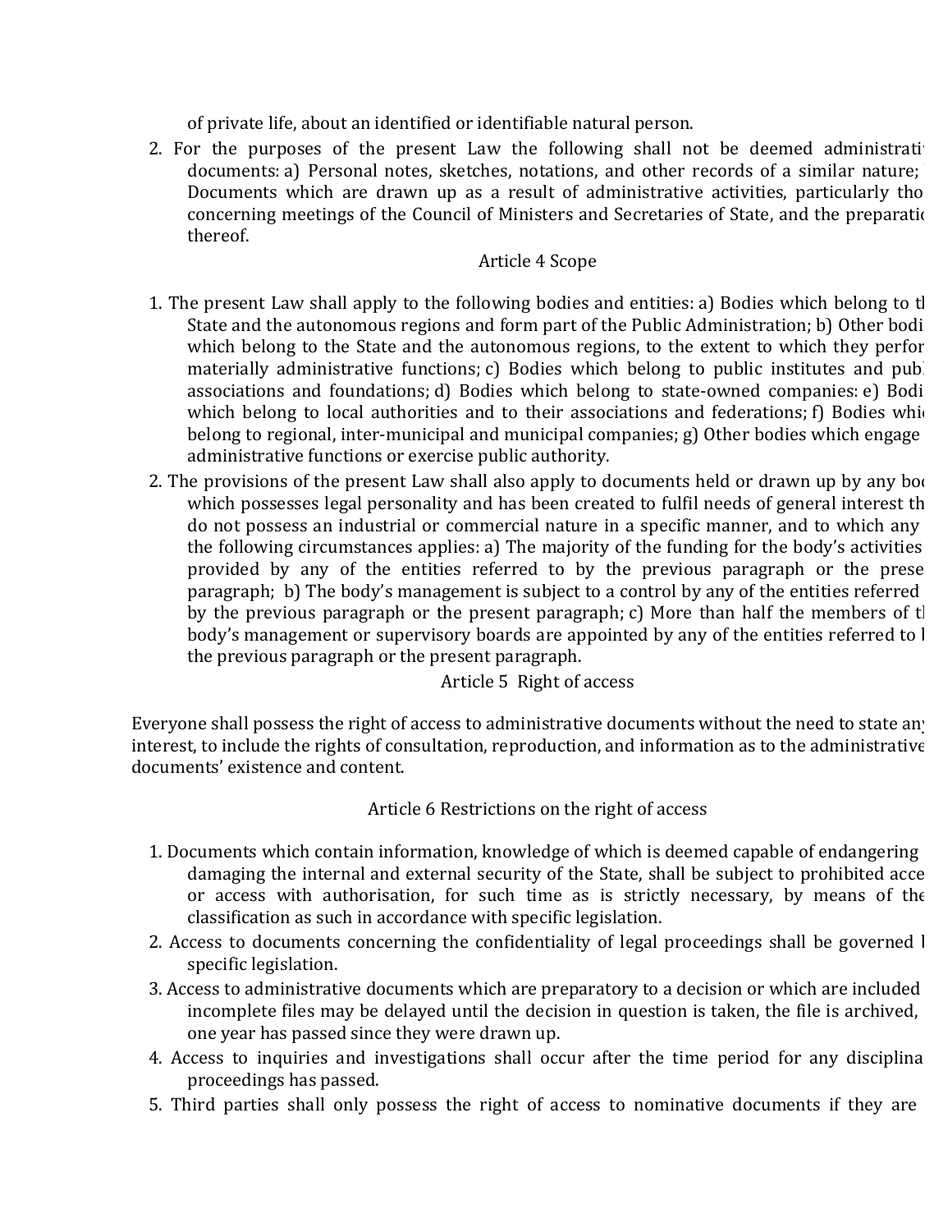of private life, about an identified or identifiable natural person.

2. For the purposes of the present Law the following shall not be deemed administrati documents: a) Personal notes, sketches, notations, and other records of a similar nature; Documents which are drawn up as a result of administrative activities, particularly tho concerning meetings of the Council of Ministers and Secretaries of State, and the preparatio thereof.

### Article 4 Scope

1. The present Law shall apply to the following bodies and entities: a) Bodies which belong to t State and the autonomous regions and form part of the Public Administration; b) Other bodi which belong to the State and the autonomous regions, to the extent to which they perfor materially administrative functions; c) Bodies which belong to public institutes and pub associations and foundations; d) Bodies which belong to state-owned companies: e) Bodi which belong to local authorities and to their associations and federations; f) Bodies whi belong to regional, inter-municipal and municipal companies; g) Other bodies which engage administrative functions or exercise public authority.
2. The provisions of the present Law shall also apply to documents held or drawn up by any bo which possesses legal personality and has been created to fulfil needs of general interest th do not possess an industrial or commercial nature in a specific manner, and to which any the following circumstances applies: a) The majority of the funding for the body's activities provided by any of the entities referred to by the previous paragraph or the prese paragraph; b) The body's management is subject to a control by any of the entities referred by the previous paragraph or the present paragraph; c) More than half the members of t body's management or supervisory boards are appointed by any of the entities referred to the previous paragraph or the present paragraph.

### Article 5 Right of access

Everyone shall possess the right of access to administrative documents without the need to state an interest, to include the rights of consultation, reproduction, and information as to the administrative documents' existence and content.

### Article 6 Restrictions on the right of access

1. Documents which contain information, knowledge of which is deemed capable of endangering damaging the internal and external security of the State, shall be subject to prohibited acce or access with authorisation, for such time as is strictly necessary, by means of the classification as such in accordance with specific legislation.
2. Access to documents concerning the confidentiality of legal proceedings shall be governed specific legislation.
3. Access to administrative documents which are preparatory to a decision or which are included incomplete files may be delayed until the decision in question is taken, the file is archived, one year has passed since they were drawn up.
4. Access to inquiries and investigations shall occur after the time period for any disciplina proceedings has passed.
5. Third parties shall only possess the right of access to nominative documents if they are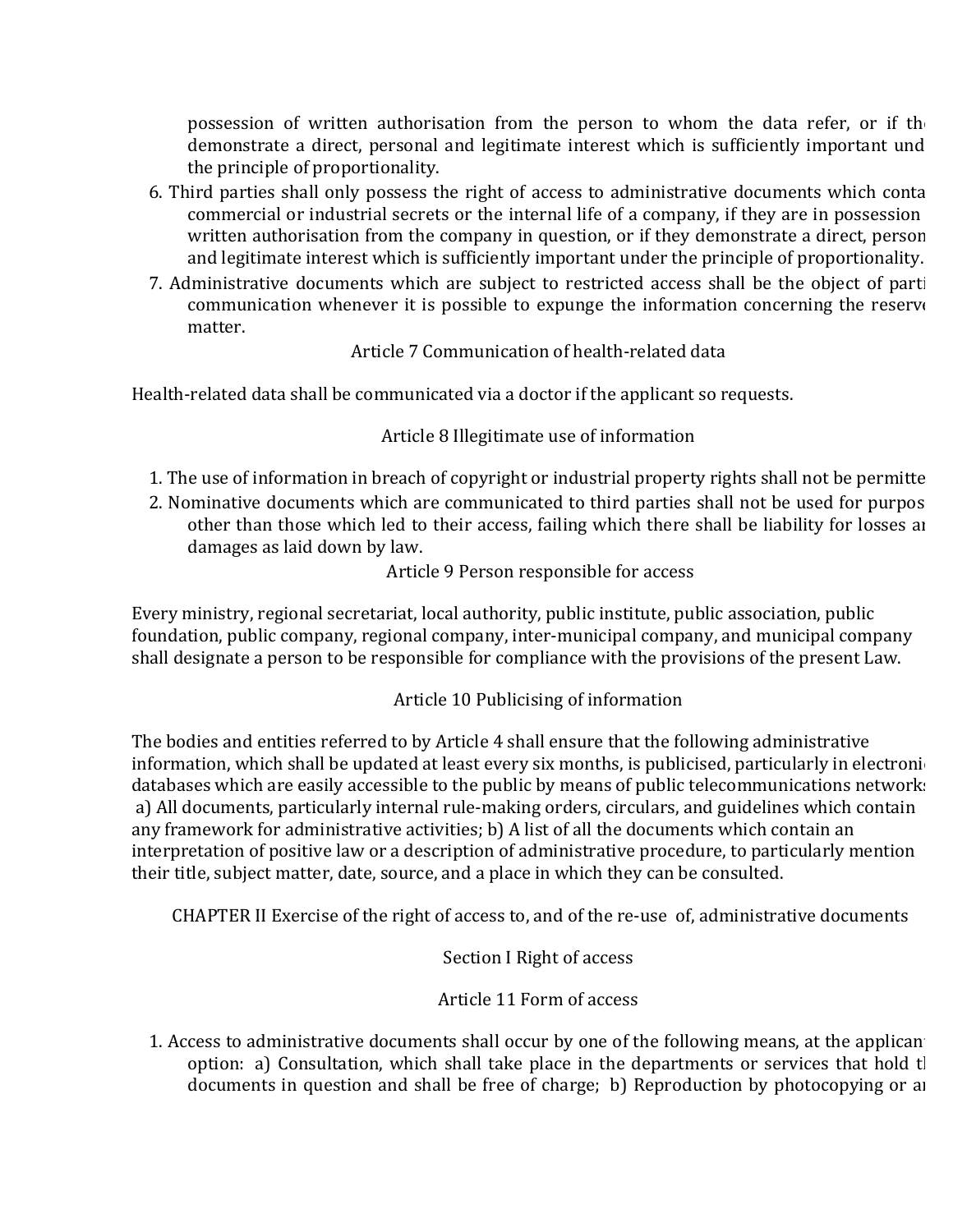possession of written authorisation from the person to whom the data refer, or if th demonstrate a direct, personal and legitimate interest which is sufficiently important und the principle of proportionality.

6. Third parties shall only possess the right of access to administrative documents which conta commercial or industrial secrets or the internal life of a company, if they are in possession written authorisation from the company in question, or if they demonstrate a direct, person and legitimate interest which is sufficiently important under the principle of proportionality.
7. Administrative documents which are subject to restricted access shall be the object of parti communication whenever it is possible to expunge the information concerning the reserv matter.

### Article 7 Communication of health-related data

Health-related data shall be communicated via a doctor if the applicant so requests.

### Article 8 Illegitimate use of information

1. The use of information in breach of copyright or industrial property rights shall not be permitte
2. Nominative documents which are communicated to third parties shall not be used for purpos other than those which led to their access, failing which there shall be liability for losses a damages as laid down by law.

### Article 9 Person responsible for access

Every ministry, regional secretariat, local authority, public institute, public association, public foundation, public company, regional company, inter-municipal company, and municipal company shall designate a person to be responsible for compliance with the provisions of the present Law.

### Article 10 Publicising of information

The bodies and entities referred to by Article 4 shall ensure that the following administrative information, which shall be updated at least every six months, is publicised, particularly in electroni databases which are easily accessible to the public by means of public telecommunications network a) All documents, particularly internal rule-making orders, circulars, and guidelines which contain any framework for administrative activities; b) A list of all the documents which contain an interpretation of positive law or a description of administrative procedure, to particularly mention their title, subject matter, date, source, and a place in which they can be consulted.

## CHAPTER II Exercise of the right of access to, and of the re-use of, administrative documents

### Section I Right of access

### Article 11 Form of access

1. Access to administrative documents shall occur by one of the following means, at the applican option: a) Consultation, which shall take place in the departments or services that hold t documents in question and shall be free of charge; b) Reproduction by photocopying or a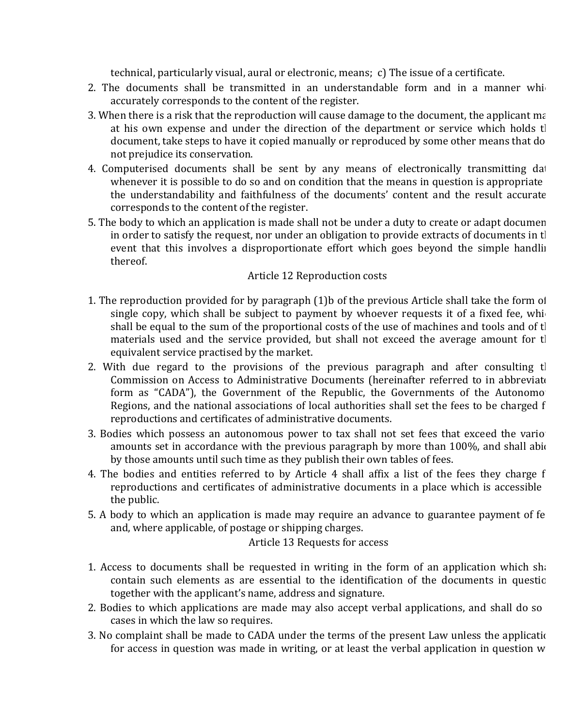technical, particularly visual, aural or electronic, means; c) The issue of a certificate.

2. The documents shall be transmitted in an understandable form and in a manner whi accurately corresponds to the content of the register.
3. When there is a risk that the reproduction will cause damage to the document, the applicant ma at his own expense and under the direction of the department or service which holds t document, take steps to have it copied manually or reproduced by some other means that do not prejudice its conservation.
4. Computerised documents shall be sent by any means of electronically transmitting dat whenever it is possible to do so and on condition that the means in question is appropriate the understandability and faithfulness of the documents' content and the result accurate corresponds to the content of the register.
5. The body to which an application is made shall not be under a duty to create or adapt documen in order to satisfy the request, nor under an obligation to provide extracts of documents in t event that this involves a disproportionate effort which goes beyond the simple handli thereof.

Article 12 Reproduction costs

1. The reproduction provided for by paragraph (1)b of the previous Article shall take the form o single copy, which shall be subject to payment by whoever requests it of a fixed fee, whi shall be equal to the sum of the proportional costs of the use of machines and tools and of t materials used and the service provided, but shall not exceed the average amount for t equivalent service practised by the market.
2. With due regard to the provisions of the previous paragraph and after consulting t Commission on Access to Administrative Documents (hereinafter referred to in abbreviat form as "CADA"), the Government of the Republic, the Governments of the Autonomo Regions, and the national associations of local authorities shall set the fees to be charged f reproductions and certificates of administrative documents.
3. Bodies which possess an autonomous power to tax shall not set fees that exceed the vario amounts set in accordance with the previous paragraph by more than 100%, and shall abi by those amounts until such time as they publish their own tables of fees.
4. The bodies and entities referred to by Article 4 shall affix a list of the fees they charge f reproductions and certificates of administrative documents in a place which is accessible the public.
5. A body to which an application is made may require an advance to guarantee payment of fe and, where applicable, of postage or shipping charges.

Article 13 Requests for access

1. Access to documents shall be requested in writing in the form of an application which sh contain such elements as are essential to the identification of the documents in questio together with the applicant's name, address and signature.
2. Bodies to which applications are made may also accept verbal applications, and shall do so cases in which the law so requires.
3. No complaint shall be made to CADA under the terms of the present Law unless the applicati for access in question was made in writing, or at least the verbal application in question w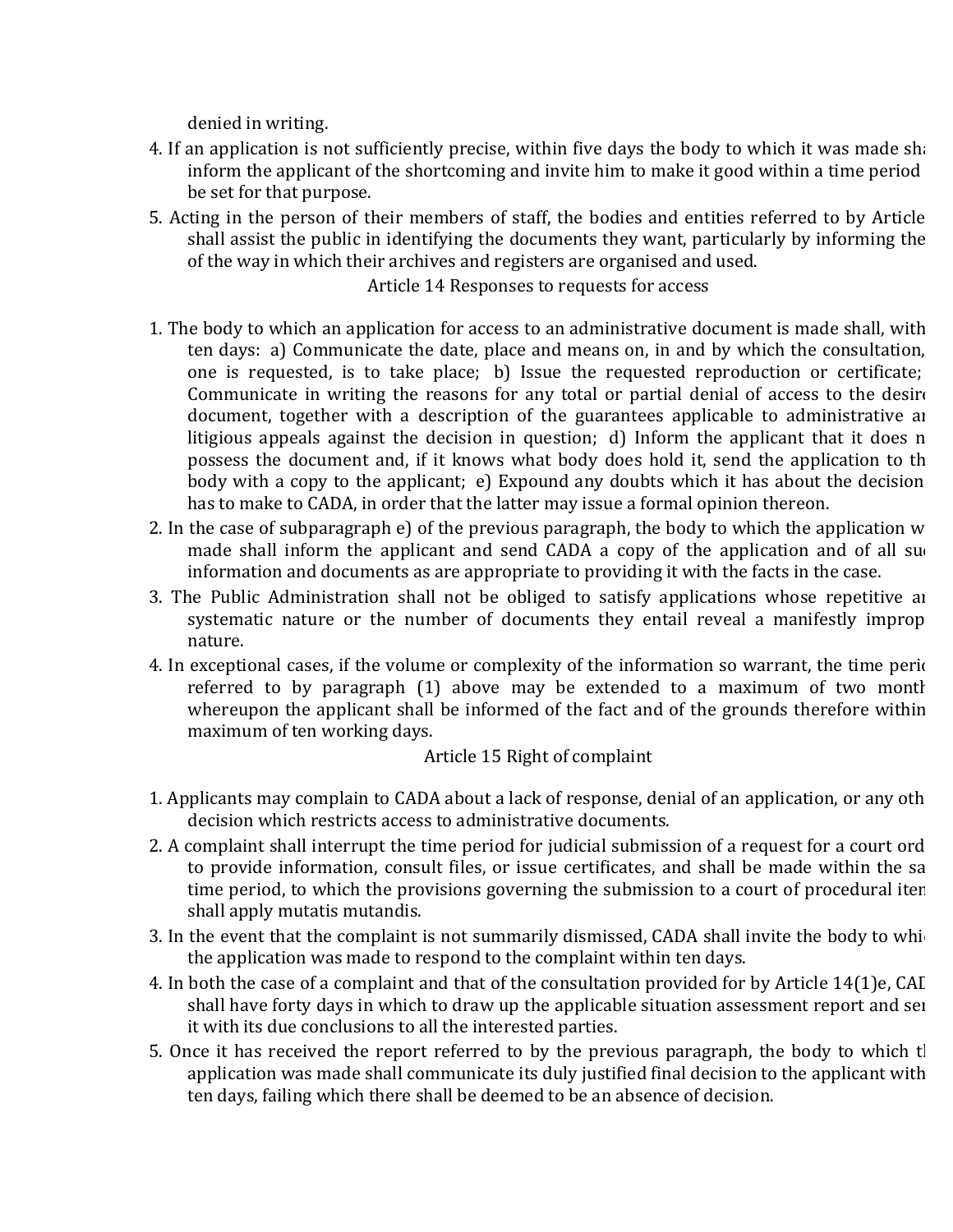denied in writing.

4. If an application is not sufficiently precise, within five days the body to which it was made sha inform the applicant of the shortcoming and invite him to make it good within a time period be set for that purpose.
5. Acting in the person of their members of staff, the bodies and entities referred to by Article shall assist the public in identifying the documents they want, particularly by informing the of the way in which their archives and registers are organised and used.

Article 14 Responses to requests for access

1. The body to which an application for access to an administrative document is made shall, with ten days: a) Communicate the date, place and means on, in and by which the consultation, one is requested, is to take place; b) Issue the requested reproduction or certificate; Communicate in writing the reasons for any total or partial denial of access to the desir document, together with a description of the guarantees applicable to administrative an litigious appeals against the decision in question; d) Inform the applicant that it does n possess the document and, if it knows what body does hold it, send the application to th body with a copy to the applicant; e) Expound any doubts which it has about the decision has to make to CADA, in order that the latter may issue a formal opinion thereon.
2. In the case of subparagraph e) of the previous paragraph, the body to which the application w made shall inform the applicant and send CADA a copy of the application and of all su information and documents as are appropriate to providing it with the facts in the case.
3. The Public Administration shall not be obliged to satisfy applications whose repetitive an systematic nature or the number of documents they entail reveal a manifestly improp nature.
4. In exceptional cases, if the volume or complexity of the information so warrant, the time peri referred to by paragraph (1) above may be extended to a maximum of two month whereupon the applicant shall be informed of the fact and of the grounds therefore within maximum of ten working days.

Article 15 Right of complaint

1. Applicants may complain to CADA about a lack of response, denial of an application, or any oth decision which restricts access to administrative documents.
2. A complaint shall interrupt the time period for judicial submission of a request for a court ord to provide information, consult files, or issue certificates, and shall be made within the sa time period, to which the provisions governing the submission to a court of procedural iten shall apply mutatis mutandis.
3. In the event that the complaint is not summarily dismissed, CADA shall invite the body to whi the application was made to respond to the complaint within ten days.
4. In both the case of a complaint and that of the consultation provided for by Article 14(1)e, CAD shall have forty days in which to draw up the applicable situation assessment report and se it with its due conclusions to all the interested parties.
5. Once it has received the report referred to by the previous paragraph, the body to which tl application was made shall communicate its duly justified final decision to the applicant with ten days, failing which there shall be deemed to be an absence of decision.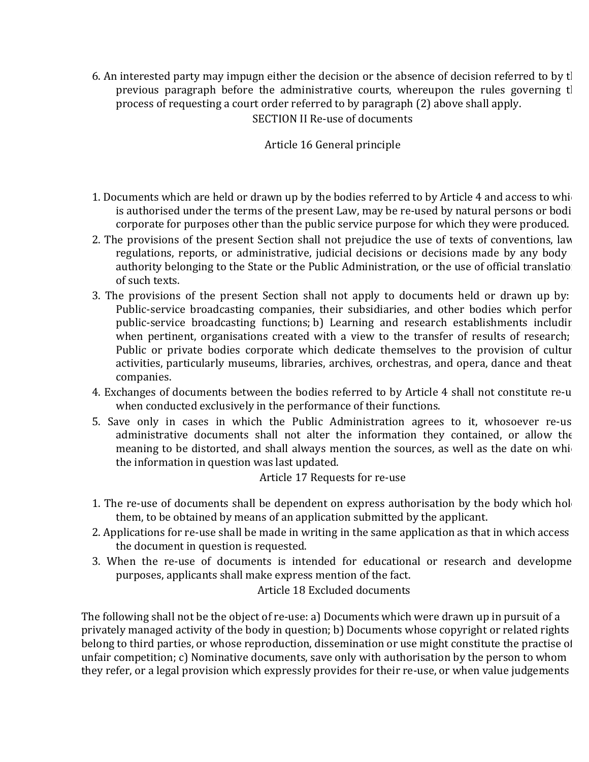6. An interested party may impugn either the decision or the absence of decision referred to by th previous paragraph before the administrative courts, whereupon the rules governing th process of requesting a court order referred to by paragraph (2) above shall apply.

## SECTION II Re-use of documents

### Article 16 General principle

1. Documents which are held or drawn up by the bodies referred to by Article 4 and access to whi is authorised under the terms of the present Law, may be re-used by natural persons or bodi corporate for purposes other than the public service purpose for which they were produced.
2. The provisions of the present Section shall not prejudice the use of texts of conventions, law regulations, reports, or administrative, judicial decisions or decisions made by any body authority belonging to the State or the Public Administration, or the use of official translatio of such texts.
3. The provisions of the present Section shall not apply to documents held or drawn up by: Public-service broadcasting companies, their subsidiaries, and other bodies which perfor public-service broadcasting functions; b) Learning and research establishments includin when pertinent, organisations created with a view to the transfer of results of research; Public or private bodies corporate which dedicate themselves to the provision of cultur activities, particularly museums, libraries, archives, orchestras, and opera, dance and theat companies.
4. Exchanges of documents between the bodies referred to by Article 4 shall not constitute re-u when conducted exclusively in the performance of their functions.
5. Save only in cases in which the Public Administration agrees to it, whosoever re-us administrative documents shall not alter the information they contained, or allow the meaning to be distorted, and shall always mention the sources, as well as the date on whi the information in question was last updated.

### Article 17 Requests for re-use

1. The re-use of documents shall be dependent on express authorisation by the body which hol them, to be obtained by means of an application submitted by the applicant.
2. Applications for re-use shall be made in writing in the same application as that in which access the document in question is requested.
3. When the re-use of documents is intended for educational or research and developme purposes, applicants shall make express mention of the fact.

### Article 18 Excluded documents

The following shall not be the object of re-use: a) Documents which were drawn up in pursuit of a privately managed activity of the body in question; b) Documents whose copyright or related rights belong to third parties, or whose reproduction, dissemination or use might constitute the practise of unfair competition; c) Nominative documents, save only with authorisation by the person to whom they refer, or a legal provision which expressly provides for their re-use, or when value judgements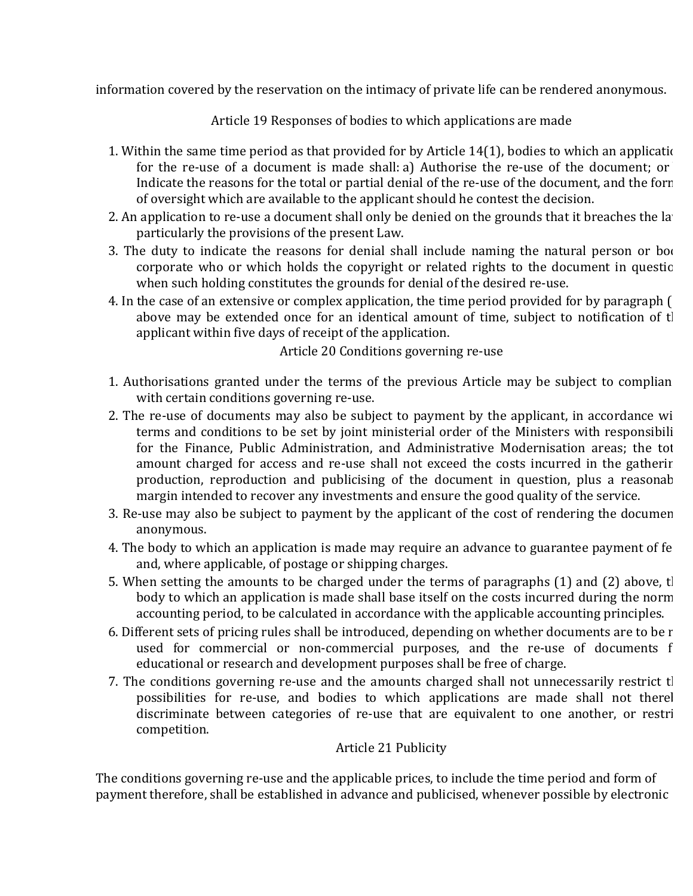information covered by the reservation on the intimacy of private life can be rendered anonymous.

## Article 19 Responses of bodies to which applications are made

1. Within the same time period as that provided for by Article 14(1), bodies to which an applicatio for the re-use of a document is made shall: a) Authorise the re-use of the document; or Indicate the reasons for the total or partial denial of the re-use of the document, and the form of oversight which are available to the applicant should he contest the decision.
2. An application to re-use a document shall only be denied on the grounds that it breaches the la particularly the provisions of the present Law.
3. The duty to indicate the reasons for denial shall include naming the natural person or bo corporate who or which holds the copyright or related rights to the document in questio when such holding constitutes the grounds for denial of the desired re-use.
4. In the case of an extensive or complex application, the time period provided for by paragraph ( above may be extended once for an identical amount of time, subject to notification of t applicant within five days of receipt of the application.

## Article 20 Conditions governing re-use

1. Authorisations granted under the terms of the previous Article may be subject to complian with certain conditions governing re-use.
2. The re-use of documents may also be subject to payment by the applicant, in accordance wi terms and conditions to be set by joint ministerial order of the Ministers with responsibili for the Finance, Public Administration, and Administrative Modernisation areas; the tot amount charged for access and re-use shall not exceed the costs incurred in the gatherin production, reproduction and publicising of the document in question, plus a reasonab margin intended to recover any investments and ensure the good quality of the service.
3. Re-use may also be subject to payment by the applicant of the cost of rendering the documen anonymous.
4. The body to which an application is made may require an advance to guarantee payment of fe and, where applicable, of postage or shipping charges.
5. When setting the amounts to be charged under the terms of paragraphs (1) and (2) above, t body to which an application is made shall base itself on the costs incurred during the norm accounting period, to be calculated in accordance with the applicable accounting principles.
6. Different sets of pricing rules shall be introduced, depending on whether documents are to be r used for commercial or non-commercial purposes, and the re-use of documents f educational or research and development purposes shall be free of charge.
7. The conditions governing re-use and the amounts charged shall not unnecessarily restrict t possibilities for re-use, and bodies to which applications are made shall not therel discriminate between categories of re-use that are equivalent to one another, or restri competition.

## Article 21 Publicity

The conditions governing re-use and the applicable prices, to include the time period and form of payment therefore, shall be established in advance and publicised, whenever possible by electronic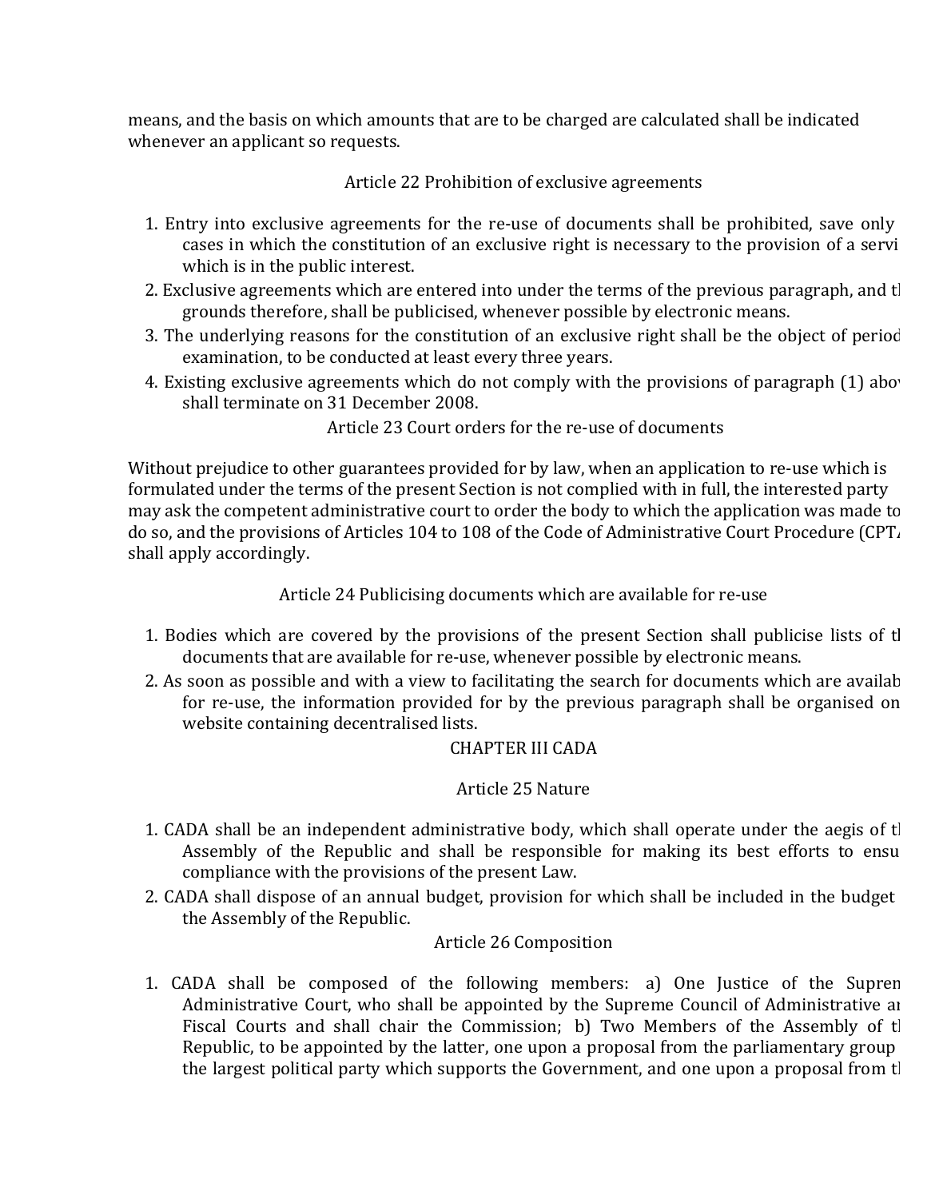means, and the basis on which amounts that are to be charged are calculated shall be indicated whenever an applicant so requests.

### Article 22 Prohibition of exclusive agreements

1. Entry into exclusive agreements for the re-use of documents shall be prohibited, save only cases in which the constitution of an exclusive right is necessary to the provision of a servi which is in the public interest.
2. Exclusive agreements which are entered into under the terms of the previous paragraph, and tl grounds therefore, shall be publicised, whenever possible by electronic means.
3. The underlying reasons for the constitution of an exclusive right shall be the object of period examination, to be conducted at least every three years.
4. Existing exclusive agreements which do not comply with the provisions of paragraph (1) abov shall terminate on 31 December 2008.

### Article 23 Court orders for the re-use of documents

Without prejudice to other guarantees provided for by law, when an application to re-use which is formulated under the terms of the present Section is not complied with in full, the interested party may ask the competent administrative court to order the body to which the application was made to do so, and the provisions of Articles 104 to 108 of the Code of Administrative Court Procedure (CPTA shall apply accordingly.

### Article 24 Publicising documents which are available for re-use

1. Bodies which are covered by the provisions of the present Section shall publicise lists of tl documents that are available for re-use, whenever possible by electronic means.
2. As soon as possible and with a view to facilitating the search for documents which are availab for re-use, the information provided for by the previous paragraph shall be organised on website containing decentralised lists.

## CHAPTER III CADA

### Article 25 Nature

1. CADA shall be an independent administrative body, which shall operate under the aegis of tl Assembly of the Republic and shall be responsible for making its best efforts to ensu compliance with the provisions of the present Law.
2. CADA shall dispose of an annual budget, provision for which shall be included in the budget the Assembly of the Republic.

### Article 26 Composition

1. CADA shall be composed of the following members: a) One Justice of the Supren Administrative Court, who shall be appointed by the Supreme Council of Administrative ar Fiscal Courts and shall chair the Commission; b) Two Members of the Assembly of tl Republic, to be appointed by the latter, one upon a proposal from the parliamentary group the largest political party which supports the Government, and one upon a proposal from tl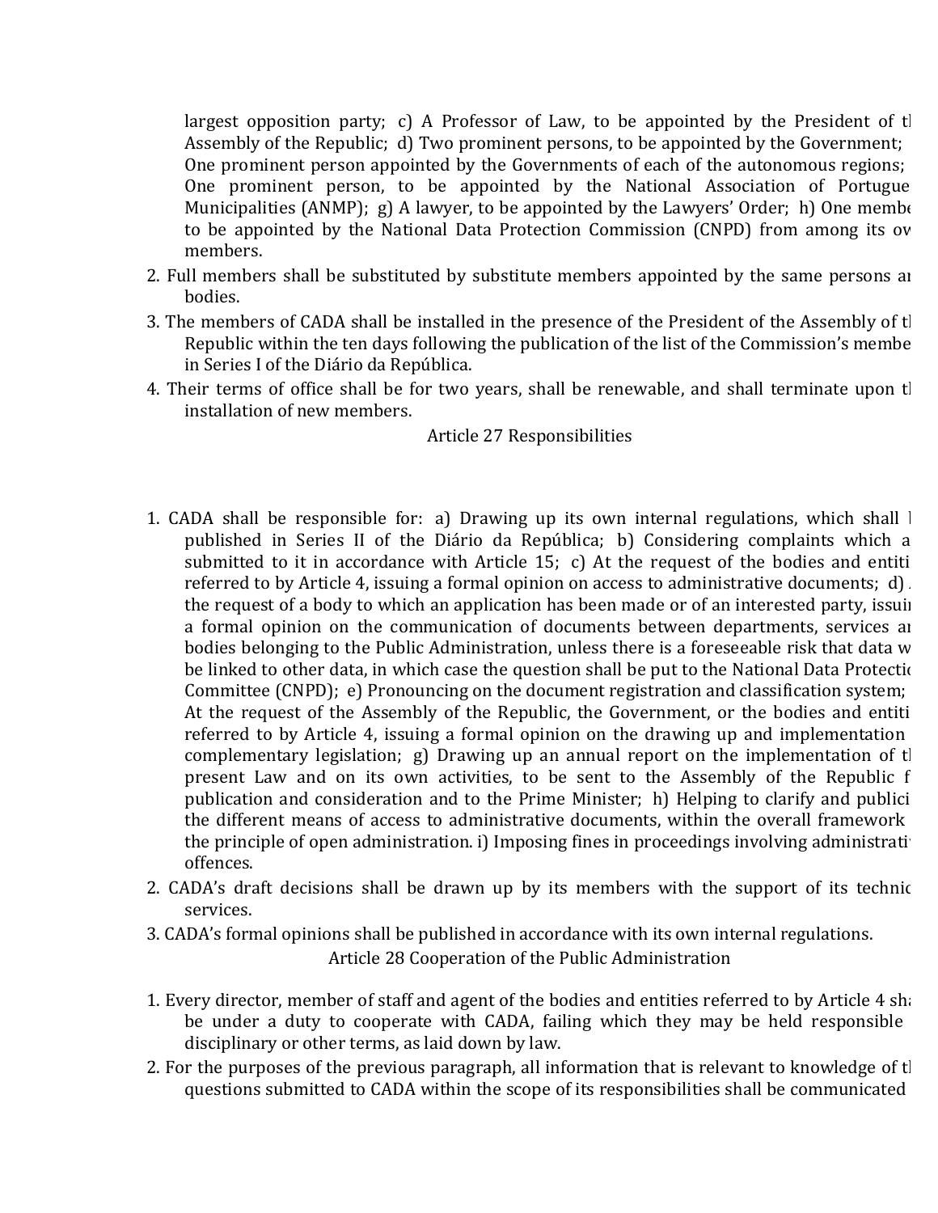largest opposition party; c) A Professor of Law, to be appointed by the President of the Assembly of the Republic; d) Two prominent persons, to be appointed by the Government; e) One prominent person appointed by the Governments of each of the autonomous regions; f) One prominent person, to be appointed by the National Association of Portuguese Municipalities (ANMP); g) A lawyer, to be appointed by the Lawyers' Order; h) One member to be appointed by the National Data Protection Commission (CNPD) from among its own members.

2. Full members shall be substituted by substitute members appointed by the same persons and bodies.
3. The members of CADA shall be installed in the presence of the President of the Assembly of the Republic within the ten days following the publication of the list of the Commission's members in Series I of the Diário da República.
4. Their terms of office shall be for two years, shall be renewable, and shall terminate upon the installation of new members.

Article 27 Responsibilities

1. CADA shall be responsible for: a) Drawing up its own internal regulations, which shall be published in Series II of the Diário da República; b) Considering complaints which are submitted to it in accordance with Article 15; c) At the request of the bodies and entities referred to by Article 4, issuing a formal opinion on access to administrative documents; d) At the request of a body to which an application has been made or of an interested party, issuing a formal opinion on the communication of documents between departments, services and bodies belonging to the Public Administration, unless there is a foreseeable risk that data will be linked to other data, in which case the question shall be put to the National Data Protection Committee (CNPD); e) Pronouncing on the document registration and classification system; f) At the request of the Assembly of the Republic, the Government, or the bodies and entities referred to by Article 4, issuing a formal opinion on the drawing up and implementation of complementary legislation; g) Drawing up an annual report on the implementation of the present Law and on its own activities, to be sent to the Assembly of the Republic for publication and consideration and to the Prime Minister; h) Helping to clarify and publicise the different means of access to administrative documents, within the overall framework of the principle of open administration. i) Imposing fines in proceedings involving administrative offences.
2. CADA's draft decisions shall be drawn up by its members with the support of its technical services.
3. CADA's formal opinions shall be published in accordance with its own internal regulations.

Article 28 Cooperation of the Public Administration

1. Every director, member of staff and agent of the bodies and entities referred to by Article 4 shall be under a duty to cooperate with CADA, failing which they may be held responsible in disciplinary or other terms, as laid down by law.
2. For the purposes of the previous paragraph, all information that is relevant to knowledge of the questions submitted to CADA within the scope of its responsibilities shall be communicated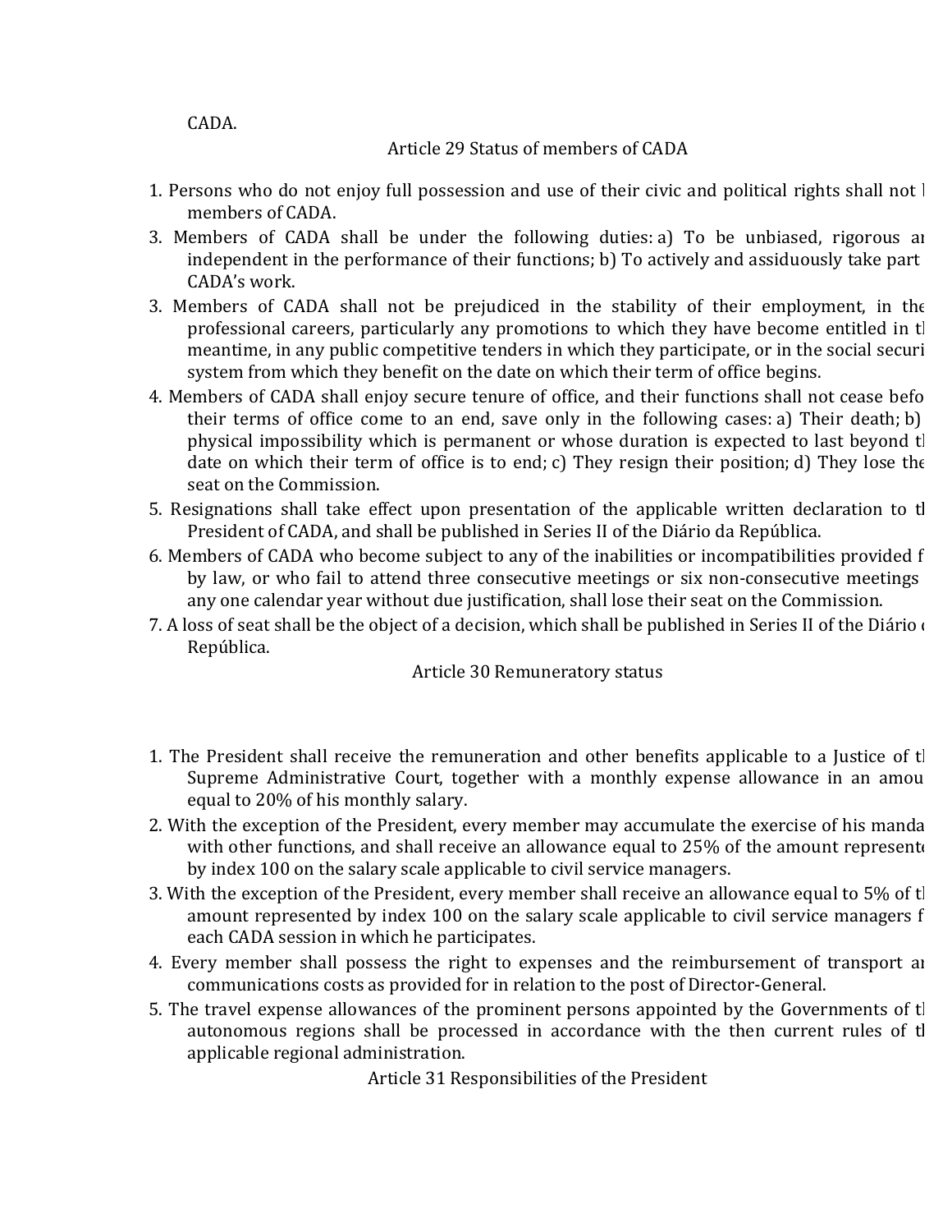CADA.

## Article 29 Status of members of CADA

1. Persons who do not enjoy full possession and use of their civic and political rights shall not be members of CADA.
3. Members of CADA shall be under the following duties: a) To be unbiased, rigorous and independent in the performance of their functions; b) To actively and assiduously take part in CADA's work.
3. Members of CADA shall not be prejudiced in the stability of their employment, in their professional careers, particularly any promotions to which they have become entitled in the meantime, in any public competitive tenders in which they participate, or in the social security system from which they benefit on the date on which their term of office begins.
4. Members of CADA shall enjoy secure tenure of office, and their functions shall not cease before their terms of office come to an end, save only in the following cases: a) Their death; b) physical impossibility which is permanent or whose duration is expected to last beyond the date on which their term of office is to end; c) They resign their position; d) They lose their seat on the Commission.
5. Resignations shall take effect upon presentation of the applicable written declaration to the President of CADA, and shall be published in Series II of the Diário da República.
6. Members of CADA who become subject to any of the inabilities or incompatibilities provided for by law, or who fail to attend three consecutive meetings or six non-consecutive meetings in any one calendar year without due justification, shall lose their seat on the Commission.
7. A loss of seat shall be the object of a decision, which shall be published in Series II of the Diário da República.

## Article 30 Remuneratory status

1. The President shall receive the remuneration and other benefits applicable to a Justice of the Supreme Administrative Court, together with a monthly expense allowance in an amount equal to 20% of his monthly salary.
2. With the exception of the President, every member may accumulate the exercise of his mandate with other functions, and shall receive an allowance equal to 25% of the amount represented by index 100 on the salary scale applicable to civil service managers.
3. With the exception of the President, every member shall receive an allowance equal to 5% of the amount represented by index 100 on the salary scale applicable to civil service managers for each CADA session in which he participates.
4. Every member shall possess the right to expenses and the reimbursement of transport and communications costs as provided for in relation to the post of Director-General.
5. The travel expense allowances of the prominent persons appointed by the Governments of the autonomous regions shall be processed in accordance with the then current rules of the applicable regional administration.

## Article 31 Responsibilities of the President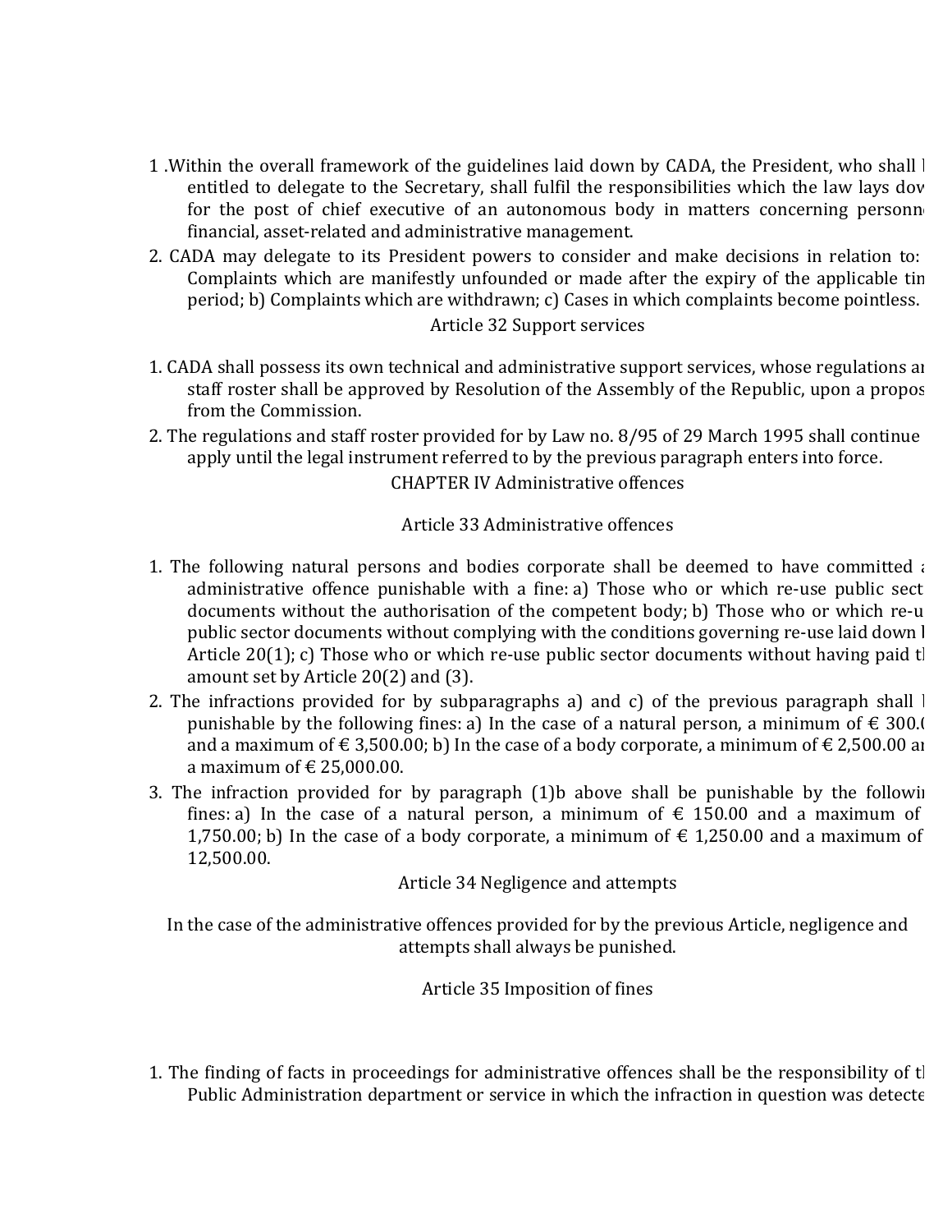1 .Within the overall framework of the guidelines laid down by CADA, the President, who shall l entitled to delegate to the Secretary, shall fulfil the responsibilities which the law lays dov for the post of chief executive of an autonomous body in matters concerning personn financial, asset-related and administrative management.

2. CADA may delegate to its President powers to consider and make decisions in relation to: Complaints which are manifestly unfounded or made after the expiry of the applicable tin period; b) Complaints which are withdrawn; c) Cases in which complaints become pointless.

### Article 32 Support services

1. CADA shall possess its own technical and administrative support services, whose regulations ar staff roster shall be approved by Resolution of the Assembly of the Republic, upon a propos from the Commission.
2. The regulations and staff roster provided for by Law no. 8/95 of 29 March 1995 shall continue apply until the legal instrument referred to by the previous paragraph enters into force.

## CHAPTER IV Administrative offences

### Article 33 Administrative offences

1. The following natural persons and bodies corporate shall be deemed to have committed a administrative offence punishable with a fine: a) Those who or which re-use public sect documents without the authorisation of the competent body; b) Those who or which re-u public sector documents without complying with the conditions governing re-use laid down l Article 20(1); c) Those who or which re-use public sector documents without having paid tl amount set by Article 20(2) and (3).
2. The infractions provided for by subparagraphs a) and c) of the previous paragraph shall l punishable by the following fines: a) In the case of a natural person, a minimum of € 300.0 and a maximum of € 3,500.00; b) In the case of a body corporate, a minimum of € 2,500.00 ar a maximum of € 25,000.00.
3. The infraction provided for by paragraph (1)b above shall be punishable by the followin fines: a) In the case of a natural person, a minimum of € 150.00 and a maximum of 1,750.00; b) In the case of a body corporate, a minimum of € 1,250.00 and a maximum of 12,500.00.

### Article 34 Negligence and attempts

In the case of the administrative offences provided for by the previous Article, negligence and attempts shall always be punished.

### Article 35 Imposition of fines

1. The finding of facts in proceedings for administrative offences shall be the responsibility of tl Public Administration department or service in which the infraction in question was detecte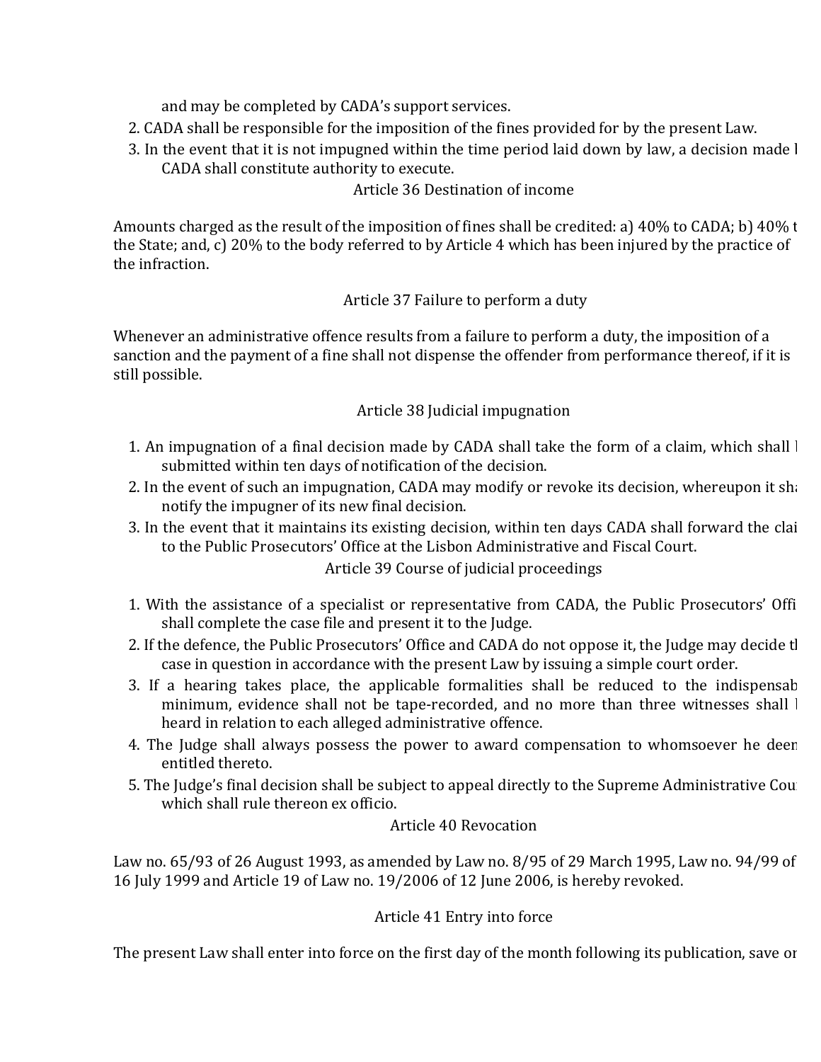and may be completed by CADA's support services.

2. CADA shall be responsible for the imposition of the fines provided for by the present Law.
3. In the event that it is not impugned within the time period laid down by law, a decision made l CADA shall constitute authority to execute.

## Article 36 Destination of income

Amounts charged as the result of the imposition of fines shall be credited: a) 40% to CADA; b) 40% t the State; and, c) 20% to the body referred to by Article 4 which has been injured by the practice of the infraction.

## Article 37 Failure to perform a duty

Whenever an administrative offence results from a failure to perform a duty, the imposition of a sanction and the payment of a fine shall not dispense the offender from performance thereof, if it is still possible.

## Article 38 Judicial impugnation

1. An impugnation of a final decision made by CADA shall take the form of a claim, which shall l submitted within ten days of notification of the decision.
2. In the event of such an impugnation, CADA may modify or revoke its decision, whereupon it sha notify the impugner of its new final decision.
3. In the event that it maintains its existing decision, within ten days CADA shall forward the clai to the Public Prosecutors' Office at the Lisbon Administrative and Fiscal Court.

## Article 39 Course of judicial proceedings

1. With the assistance of a specialist or representative from CADA, the Public Prosecutors' Offi shall complete the case file and present it to the Judge.
2. If the defence, the Public Prosecutors' Office and CADA do not oppose it, the Judge may decide tl case in question in accordance with the present Law by issuing a simple court order.
3. If a hearing takes place, the applicable formalities shall be reduced to the indispensab minimum, evidence shall not be tape-recorded, and no more than three witnesses shall l heard in relation to each alleged administrative offence.
4. The Judge shall always possess the power to award compensation to whomsoever he deem entitled thereto.
5. The Judge's final decision shall be subject to appeal directly to the Supreme Administrative Cou which shall rule thereon ex officio.

## Article 40 Revocation

Law no. 65/93 of 26 August 1993, as amended by Law no. 8/95 of 29 March 1995, Law no. 94/99 of 16 July 1999 and Article 19 of Law no. 19/2006 of 12 June 2006, is hereby revoked.

## Article 41 Entry into force

The present Law shall enter into force on the first day of the month following its publication, save or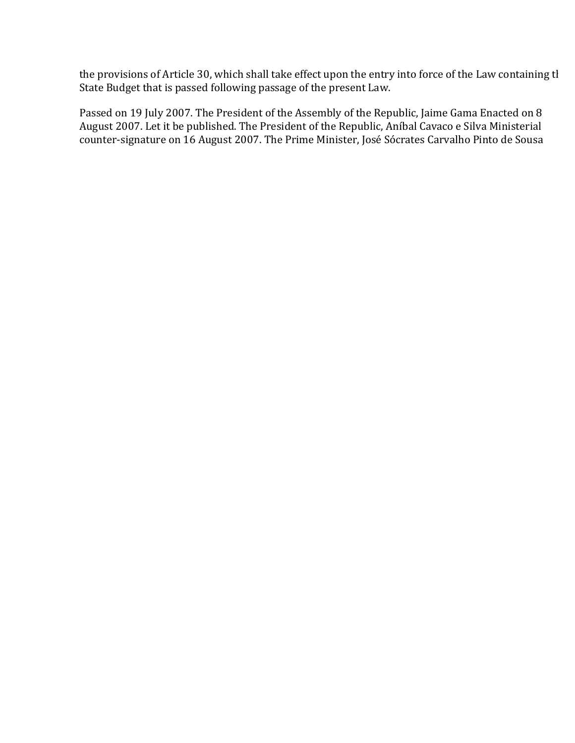the provisions of Article 30, which shall take effect upon the entry into force of the Law containing tl State Budget that is passed following passage of the present Law.

Passed on 19 July 2007. The President of the Assembly of the Republic, Jaime Gama Enacted on 8 August 2007. Let it be published. The President of the Republic, Aníbal Cavaco e Silva Ministerial counter-signature on 16 August 2007. The Prime Minister, José Sócrates Carvalho Pinto de Sousa